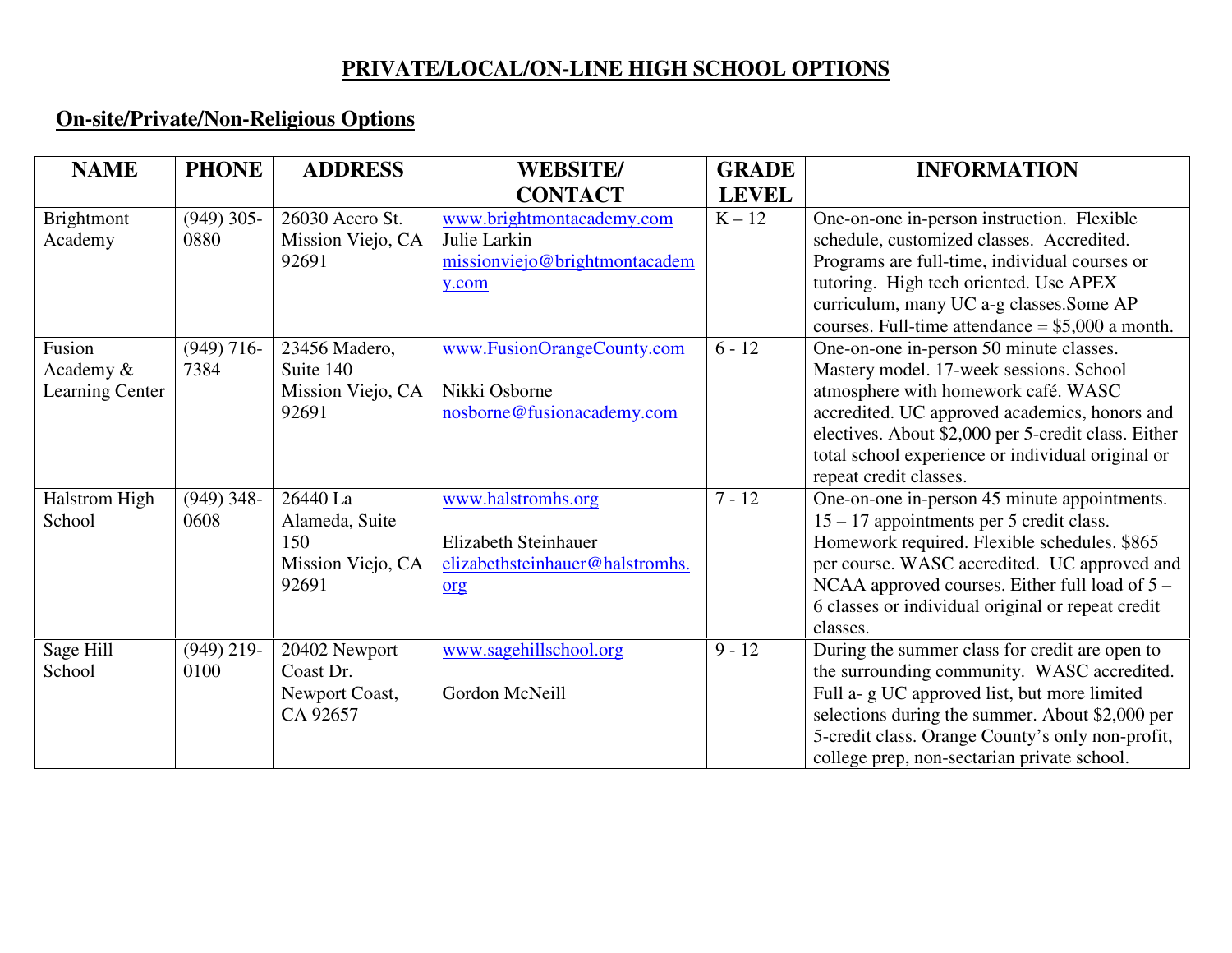# PRIVATE/LOCAL/ON-LINE HIGH SCHOOL OPTIONS

## On-site/Private/Non-Religious Options

| NAME | PHONE | ADDRESS | WEBSITE/ CONTACT | GRADE LEVEL | INFORMATION |
|---|---|---|---|---|---|
| Brightmont Academy | (949) 305-0880 | 26030 Acero St. Mission Viejo, CA 92691 | www.brightmontacademy.com Julie Larkin missionviejo@brightmontacademy.com | K – 12 | One-on-one in-person instruction. Flexible schedule, customized classes. Accredited. Programs are full-time, individual courses or tutoring. High tech oriented. Use APEX curriculum, many UC a-g classes.Some AP courses. Full-time attendance = $5,000 a month. |
| Fusion Academy & Learning Center | (949) 716-7384 | 23456 Madero, Suite 140 Mission Viejo, CA 92691 | www.FusionOrangeCounty.com Nikki Osborne nosborne@fusionacademy.com | 6 - 12 | One-on-one in-person 50 minute classes. Mastery model. 17-week sessions. School atmosphere with homework café. WASC accredited. UC approved academics, honors and electives. About $2,000 per 5-credit class. Either total school experience or individual original or repeat credit classes. |
| Halstrom High School | (949) 348-0608 | 26440 La Alameda, Suite 150 Mission Viejo, CA 92691 | www.halstromhs.org Elizabeth Steinhauer elizabethsteinhauer@halstromhs.org | 7 - 12 | One-on-one in-person 45 minute appointments. 15 – 17 appointments per 5 credit class. Homework required. Flexible schedules. $865 per course. WASC accredited. UC approved and NCAA approved courses. Either full load of 5 – 6 classes or individual original or repeat credit classes. |
| Sage Hill School | (949) 219-0100 | 20402 Newport Coast Dr. Newport Coast, CA 92657 | www.sagehillschool.org Gordon McNeill | 9 - 12 | During the summer class for credit are open to the surrounding community. WASC accredited. Full a- g UC approved list, but more limited selections during the summer. About $2,000 per 5-credit class. Orange County's only non-profit, college prep, non-sectarian private school. |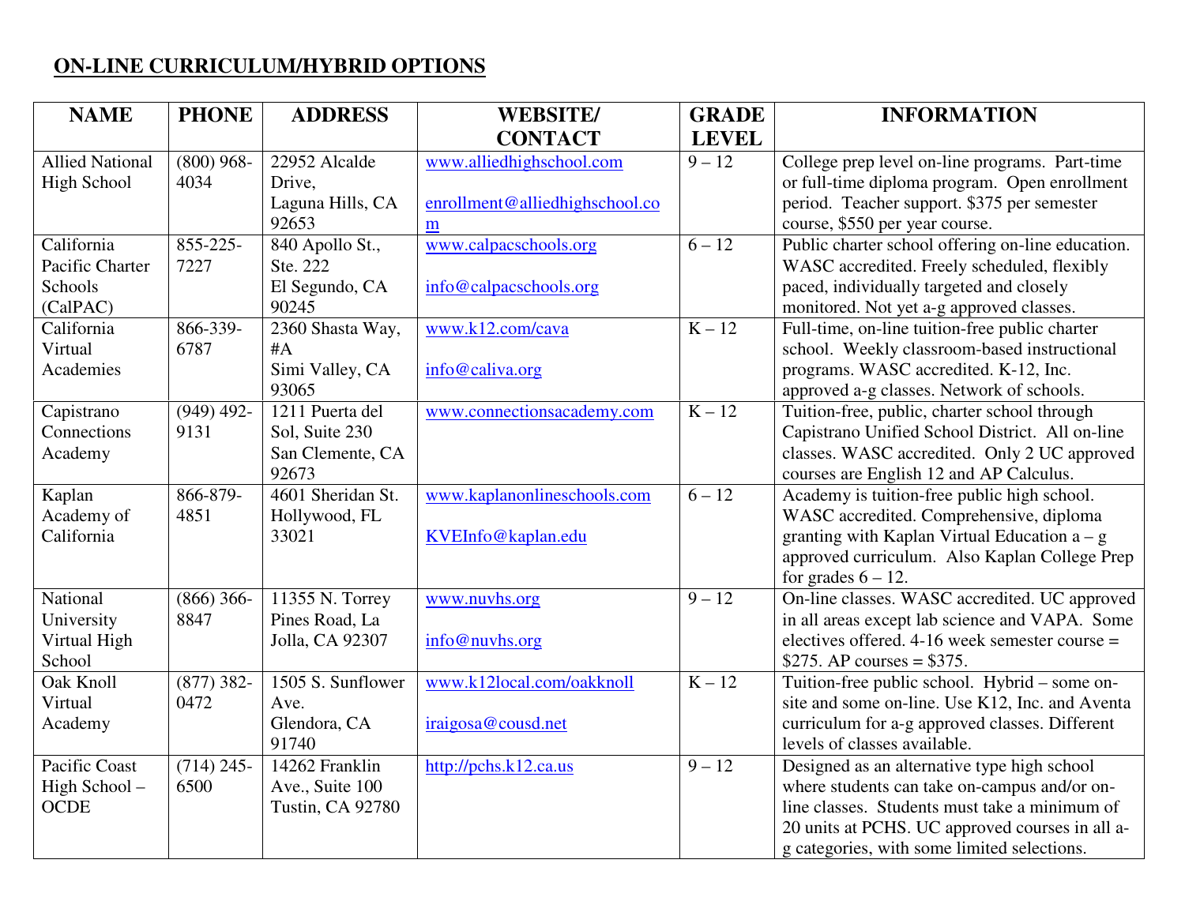## ON-LINE CURRICULUM/HYBRID OPTIONS

| NAME | PHONE | ADDRESS | WEBSITE/ CONTACT | GRADE LEVEL | INFORMATION |
|---|---|---|---|---|---|
| Allied National High School | (800) 968-4034 | 22952 Alcalde Drive, Laguna Hills, CA 92653 | www.alliedhighschool.com enrollment@alliedhighschool.com | 9 – 12 | College prep level on-line programs. Part-time or full-time diploma program. Open enrollment period. Teacher support. $375 per semester course, $550 per year course. |
| California Pacific Charter Schools (CalPAC) | 855-225-7227 | 840 Apollo St., Ste. 222 El Segundo, CA 90245 | www.calpacschools.org info@calpacschools.org | 6 – 12 | Public charter school offering on-line education. WASC accredited. Freely scheduled, flexibly paced, individually targeted and closely monitored. Not yet a-g approved classes. |
| California Virtual Academies | 866-339-6787 | 2360 Shasta Way, #A Simi Valley, CA 93065 | www.k12.com/cava info@caliva.org | K – 12 | Full-time, on-line tuition-free public charter school. Weekly classroom-based instructional programs. WASC accredited. K-12, Inc. approved a-g classes. Network of schools. |
| Capistrano Connections Academy | (949) 492-9131 | 1211 Puerta del Sol, Suite 230 San Clemente, CA 92673 | www.connectionsacademy.com | K – 12 | Tuition-free, public, charter school through Capistrano Unified School District. All on-line classes. WASC accredited. Only 2 UC approved courses are English 12 and AP Calculus. |
| Kaplan Academy of California | 866-879-4851 | 4601 Sheridan St. Hollywood, FL 33021 | www.kaplanonlineschools.com KVEInfo@kaplan.edu | 6 – 12 | Academy is tuition-free public high school. WASC accredited. Comprehensive, diploma granting with Kaplan Virtual Education a – g approved curriculum. Also Kaplan College Prep for grades 6 – 12. |
| National University Virtual High School | (866) 366-8847 | 11355 N. Torrey Pines Road, La Jolla, CA 92307 | www.nuvhs.org info@nuvhs.org | 9 – 12 | On-line classes. WASC accredited. UC approved in all areas except lab science and VAPA. Some electives offered. 4-16 week semester course = $275. AP courses = $375. |
| Oak Knoll Virtual Academy | (877) 382-0472 | 1505 S. Sunflower Ave. Glendora, CA 91740 | www.k12local.com/oakknoll iraigosa@cousd.net | K – 12 | Tuition-free public school. Hybrid – some on-site and some on-line. Use K12, Inc. and Aventa curriculum for a-g approved classes. Different levels of classes available. |
| Pacific Coast High School – OCDE | (714) 245-6500 | 14262 Franklin Ave., Suite 100 Tustin, CA 92780 | http://pchs.k12.ca.us | 9 – 12 | Designed as an alternative type high school where students can take on-campus and/or on-line classes. Students must take a minimum of 20 units at PCHS. UC approved courses in all a-g categories, with some limited selections. |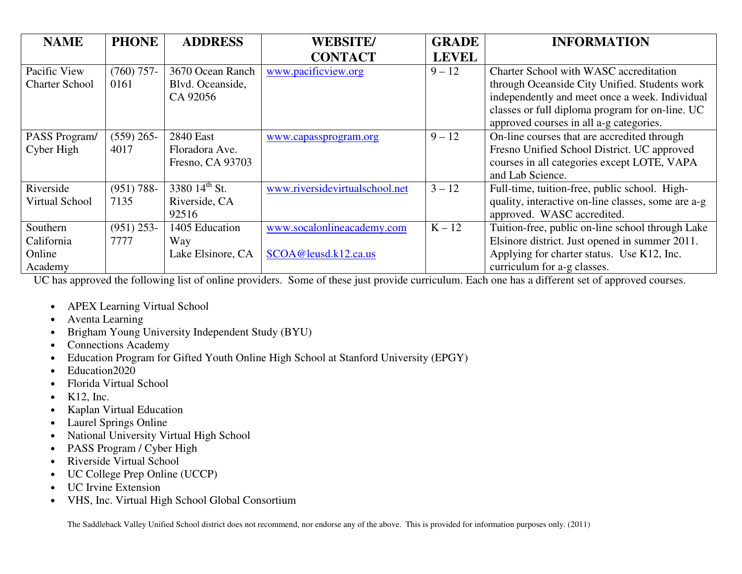| NAME | PHONE | ADDRESS | WEBSITE/ CONTACT | GRADE LEVEL | INFORMATION |
|---|---|---|---|---|---|
| Pacific View Charter School | (760) 757-0161 | 3670 Ocean Ranch Blvd. Oceanside, CA 92056 | www.pacificview.org | 9 – 12 | Charter School with WASC accreditation through Oceanside City Unified. Students work independently and meet once a week. Individual classes or full diploma program for on-line. UC approved courses in all a-g categories. |
| PASS Program/ Cyber High | (559) 265-4017 | 2840 East Floradora Ave. Fresno, CA 93703 | www.capassprogram.org | 9 – 12 | On-line courses that are accredited through Fresno Unified School District. UC approved courses in all categories except LOTE, VAPA and Lab Science. |
| Riverside Virtual School | (951) 788-7135 | 3380 14th St. Riverside, CA 92516 | www.riversidevirtualschool.net | 3 – 12 | Full-time, tuition-free, public school. High-quality, interactive on-line classes, some are a-g approved. WASC accredited. |
| Southern California Online Academy | (951) 253-7777 | 1405 Education Way Lake Elsinore, CA | www.socalonlineacademy.com SCOA@leusd.k12.ca.us | K – 12 | Tuition-free, public on-line school through Lake Elsinore district. Just opened in summer 2011. Applying for charter status. Use K12, Inc. curriculum for a-g classes. |

UC has approved the following list of online providers. Some of these just provide curriculum. Each one has a different set of approved courses.

- APEX Learning Virtual School
- Aventa Learning
- Brigham Young University Independent Study (BYU)
- Connections Academy
- Education Program for Gifted Youth Online High School at Stanford University (EPGY)
- Education2020
- Florida Virtual School
- K12, Inc.
- Kaplan Virtual Education
- Laurel Springs Online
- National University Virtual High School
- PASS Program / Cyber High
- Riverside Virtual School
- UC College Prep Online (UCCP)
- UC Irvine Extension
- VHS, Inc. Virtual High School Global Consortium

The Saddleback Valley Unified School district does not recommend, nor endorse any of the above. This is provided for information purposes only. (2011)